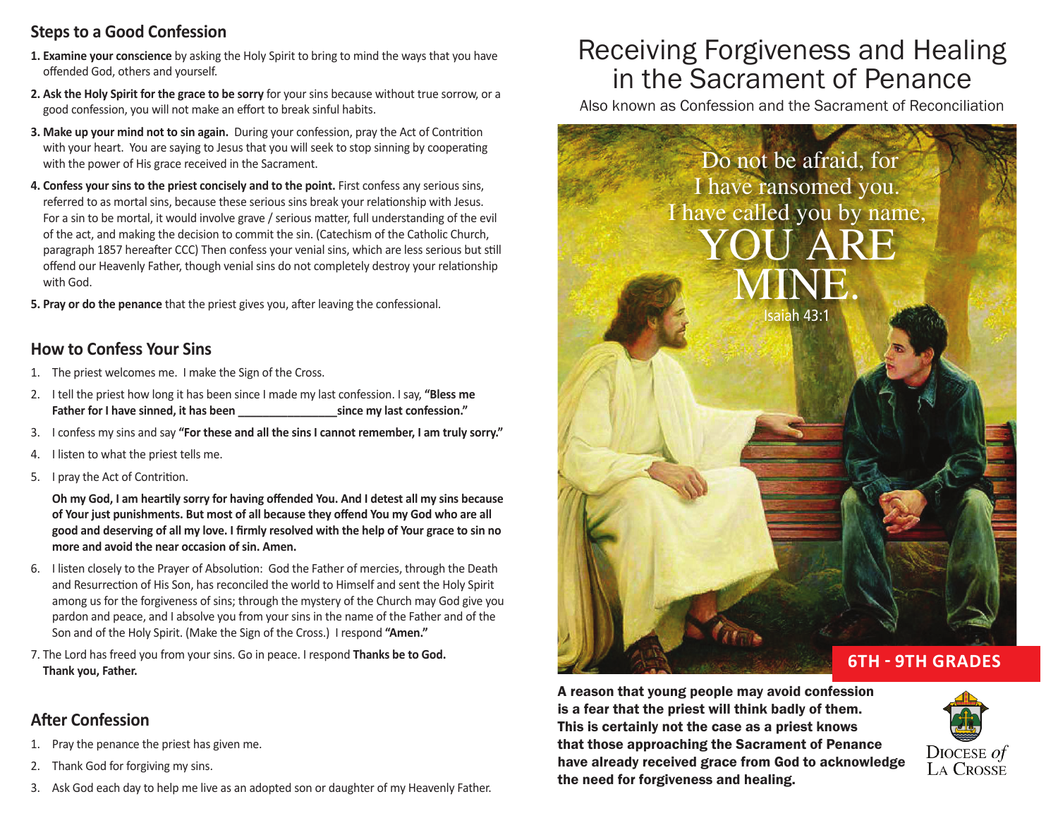## Steps to a Good Confession

1. **Examine your conscience** by asking the Holy Spirit to bring to mind the ways that you have offended God, others and yourself.
2. **Ask the Holy Spirit for the grace to be sorry** for your sins because without true sorrow, or a good confession, you will not make an effort to break sinful habits.
3. **Make up your mind not to sin again.** During your confession, pray the Act of Contrition with your heart. You are saying to Jesus that you will seek to stop sinning by cooperating with the power of His grace received in the Sacrament.
4. **Confess your sins to the priest concisely and to the point.** First confess any serious sins, referred to as mortal sins, because these serious sins break your relationship with Jesus. For a sin to be mortal, it would involve grave / serious matter, full understanding of the evil of the act, and making the decision to commit the sin. (Catechism of the Catholic Church, paragraph 1857 hereafter CCC) Then confess your venial sins, which are less serious but still offend our Heavenly Father, though venial sins do not completely destroy your relationship with God.
5. **Pray or do the penance** that the priest gives you, after leaving the confessional.

## How to Confess Your Sins

1. The priest welcomes me. I make the Sign of the Cross.
2. I tell the priest how long it has been since I made my last confession. I say, **"Bless me Father for I have sinned, it has been _______________ since my last confession."**
3. I confess my sins and say **"For these and all the sins I cannot remember, I am truly sorry."**
4. I listen to what the priest tells me.
5. I pray the Act of Contrition.

   **Oh my God, I am heartily sorry for having offended You. And I detest all my sins because of Your just punishments. But most of all because they offend You my God who are all good and deserving of all my love. I firmly resolved with the help of Your grace to sin no more and avoid the near occasion of sin. Amen.**

6. I listen closely to the Prayer of Absolution: God the Father of mercies, through the Death and Resurrection of His Son, has reconciled the world to Himself and sent the Holy Spirit among us for the forgiveness of sins; through the mystery of the Church may God give you pardon and peace, and I absolve you from your sins in the name of the Father and of the Son and of the Holy Spirit. (Make the Sign of the Cross.) I respond **"Amen."**
7. The Lord has freed you from your sins. Go in peace. I respond **Thanks be to God. Thank you, Father.**

## After Confession

1. Pray the penance the priest has given me.
2. Thank God for forgiving my sins.
3. Ask God each day to help me live as an adopted son or daughter of my Heavenly Father.

# Receiving Forgiveness and Healing in the Sacrament of Penance

Also known as Confession and the Sacrament of Reconciliation

Do not be afraid, for I have ransomed you. I have called you by name, YOU ARE MINE.

Isaiah 43:1

**6TH - 9TH GRADES**

**A reason that young people may avoid confession is a fear that the priest will think badly of them. This is certainly not the case as a priest knows that those approaching the Sacrament of Penance have already received grace from God to acknowledge the need for forgiveness and healing.**

Diocese *of* La Crosse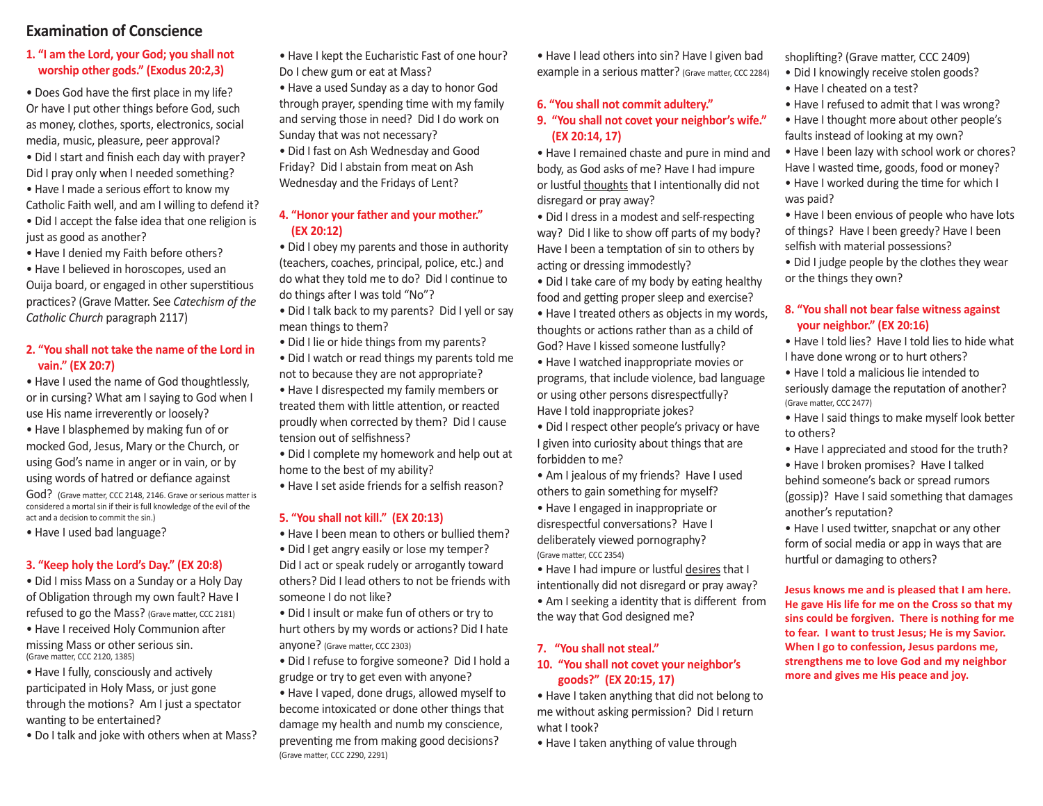## Examination of Conscience

### 1. "I am the Lord, your God; you shall not worship other gods." (Exodus 20:2,3)

- Does God have the first place in my life? Or have I put other things before God, such as money, clothes, sports, electronics, social media, music, pleasure, peer approval?
- Did I start and finish each day with prayer? Did I pray only when I needed something?
- Have I made a serious effort to know my Catholic Faith well, and am I willing to defend it?
- Did I accept the false idea that one religion is just as good as another?
- Have I denied my Faith before others?
- Have I believed in horoscopes, used an Ouija board, or engaged in other superstitious practices? (Grave Matter. See *Catechism of the Catholic Church* paragraph 2117)

### 2. "You shall not take the name of the Lord in vain." (EX 20:7)

- Have I used the name of God thoughtlessly, or in cursing? What am I saying to God when I use His name irreverently or loosely?
- Have I blasphemed by making fun of or mocked God, Jesus, Mary or the Church, or using God's name in anger or in vain, or by using words of hatred or defiance against God? (Grave matter, CCC 2148, 2146. Grave or serious matter is considered a mortal sin if their is full knowledge of the evil of the act and a decision to commit the sin.)
- Have I used bad language?

### 3. "Keep holy the Lord's Day." (EX 20:8)

- Did I miss Mass on a Sunday or a Holy Day of Obligation through my own fault? Have I refused to go the Mass? (Grave matter, CCC 2181)
- Have I received Holy Communion after missing Mass or other serious sin. (Grave matter, CCC 2120, 1385)
- Have I fully, consciously and actively participated in Holy Mass, or just gone through the motions? Am I just a spectator wanting to be entertained?
- Do I talk and joke with others when at Mass?
- Have I kept the Eucharistic Fast of one hour? Do I chew gum or eat at Mass?
- Have a used Sunday as a day to honor God through prayer, spending time with my family and serving those in need? Did I do work on Sunday that was not necessary?
- Did I fast on Ash Wednesday and Good Friday? Did I abstain from meat on Ash Wednesday and the Fridays of Lent?

### 4. "Honor your father and your mother." (EX 20:12)

- Did I obey my parents and those in authority (teachers, coaches, principal, police, etc.) and do what they told me to do? Did I continue to do things after I was told "No"?
- Did I talk back to my parents? Did I yell or say mean things to them?
- Did I lie or hide things from my parents?
- Did I watch or read things my parents told me not to because they are not appropriate?
- Have I disrespected my family members or treated them with little attention, or reacted proudly when corrected by them? Did I cause tension out of selfishness?
- Did I complete my homework and help out at home to the best of my ability?
- Have I set aside friends for a selfish reason?

### 5. "You shall not kill." (EX 20:13)

- Have I been mean to others or bullied them?
- Did I get angry easily or lose my temper? Did I act or speak rudely or arrogantly toward others? Did I lead others to not be friends with someone I do not like?
- Did I insult or make fun of others or try to hurt others by my words or actions? Did I hate anyone? (Grave matter, CCC 2303)
- Did I refuse to forgive someone? Did I hold a grudge or try to get even with anyone?
- Have I vaped, done drugs, allowed myself to become intoxicated or done other things that damage my health and numb my conscience, preventing me from making good decisions? (Grave matter, CCC 2290, 2291)
- Have I lead others into sin? Have I given bad example in a serious matter? (Grave matter, CCC 2284)

### 6. "You shall not commit adultery."
### 9. "You shall not covet your neighbor's wife." (EX 20:14, 17)

- Have I remained chaste and pure in mind and body, as God asks of me? Have I had impure or lustful <u>thoughts</u> that I intentionally did not disregard or pray away?
- Did I dress in a modest and self-respecting way? Did I like to show off parts of my body? Have I been a temptation of sin to others by acting or dressing immodestly?
- Did I take care of my body by eating healthy food and getting proper sleep and exercise?
- Have I treated others as objects in my words, thoughts or actions rather than as a child of God? Have I kissed someone lustfully?
- Have I watched inappropriate movies or programs, that include violence, bad language or using other persons disrespectfully? Have I told inappropriate jokes?
- Did I respect other people's privacy or have I given into curiosity about things that are forbidden to me?
- Am I jealous of my friends? Have I used others to gain something for myself?
- Have I engaged in inappropriate or disrespectful conversations? Have I deliberately viewed pornography? (Grave matter, CCC 2354)
- Have I had impure or lustful <u>desires</u> that I intentionally did not disregard or pray away?
- Am I seeking a identity that is different from the way that God designed me?

### 7. "You shall not steal."
### 10. "You shall not covet your neighbor's goods?" (EX 20:15, 17)

- Have I taken anything that did not belong to me without asking permission? Did I return what I took?
- Have I taken anything of value through shoplifting? (Grave matter, CCC 2409)
- Did I knowingly receive stolen goods?
- Have I cheated on a test?
- Have I refused to admit that I was wrong?
- Have I thought more about other people's faults instead of looking at my own?
- Have I been lazy with school work or chores? Have I wasted time, goods, food or money?
- Have I worked during the time for which I was paid?
- Have I been envious of people who have lots of things? Have I been greedy? Have I been selfish with material possessions?
- Did I judge people by the clothes they wear or the things they own?

### 8. "You shall not bear false witness against your neighbor." (EX 20:16)

- Have I told lies? Have I told lies to hide what I have done wrong or to hurt others?
- Have I told a malicious lie intended to seriously damage the reputation of another? (Grave matter, CCC 2477)
- Have I said things to make myself look better to others?
- Have I appreciated and stood for the truth?
- Have I broken promises? Have I talked behind someone's back or spread rumors (gossip)? Have I said something that damages another's reputation?
- Have I used twitter, snapchat or any other form of social media or app in ways that are hurtful or damaging to others?

**Jesus knows me and is pleased that I am here. He gave His life for me on the Cross so that my sins could be forgiven. There is nothing for me to fear. I want to trust Jesus; He is my Savior. When I go to confession, Jesus pardons me, strengthens me to love God and my neighbor more and gives me His peace and joy.**